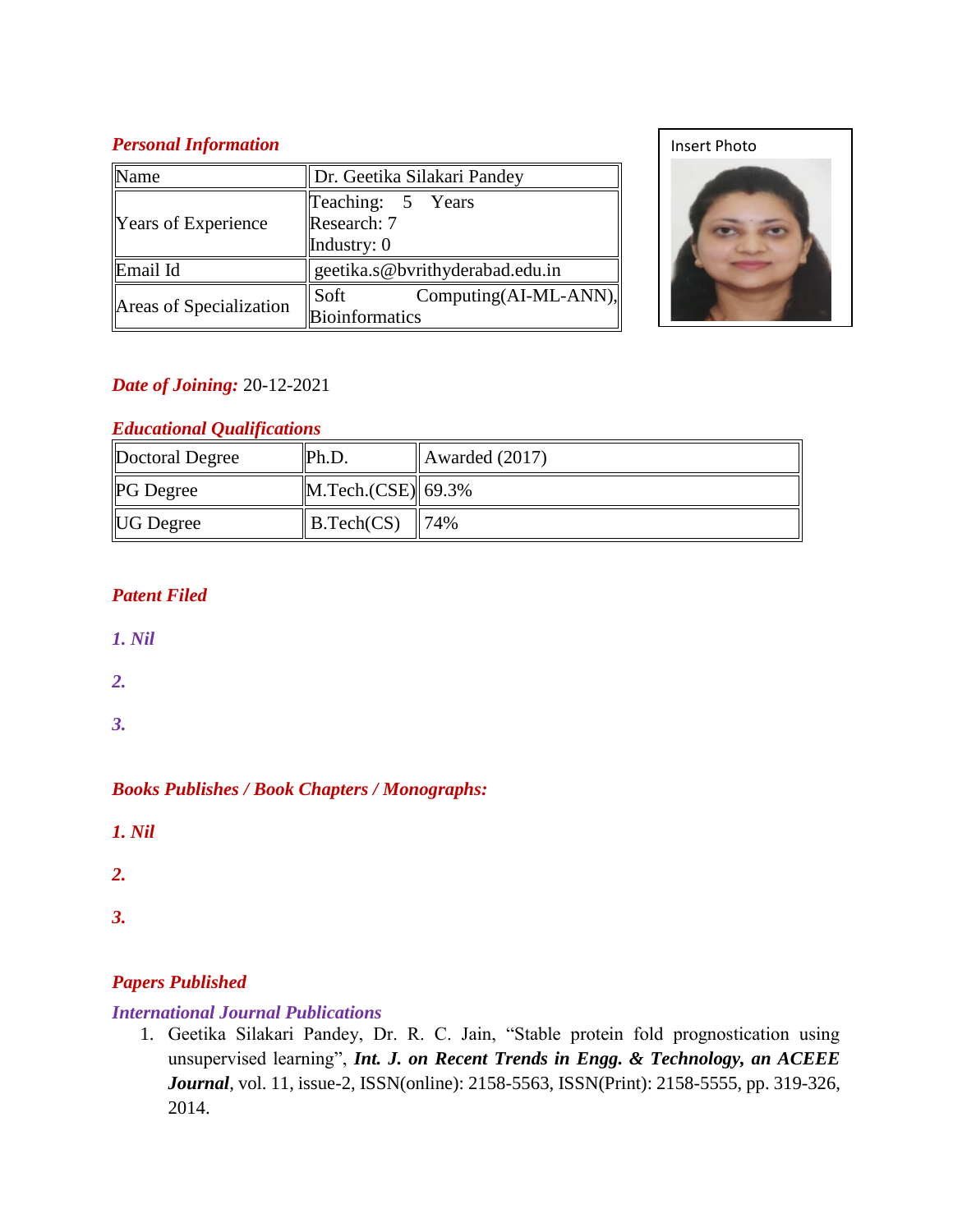*Personal Information*

| Name | Dr. Geetika Silakari Pandey |
|---|---|
| Years of Experience | Teaching: 5 Years<br>Research: 7<br>Industry: 0 |
| Email Id | geetika.s@bvrithyderabad.edu.in |
| Areas of Specialization | Soft Computing(AI-ML-ANN), Bioinformatics |

Insert Photo

***Date of Joining:*** 20-12-2021

*Educational Qualifications*

| Doctoral Degree | Ph.D. | Awarded (2017) |
|---|---|---|
| PG Degree | M.Tech.(CSE) | 69.3% |
| UG Degree | B.Tech(CS) | 74% |

*Patent Filed*

1. *Nil*
2.
3.

*Books Publishes / Book Chapters / Monographs:*

1. *Nil*
2.
3.

*Papers Published*

*International Journal Publications*

1. Geetika Silakari Pandey, Dr. R. C. Jain, "Stable protein fold prognostication using unsupervised learning", ***Int. J. on Recent Trends in Engg. & Technology, an ACEEE Journal***, vol. 11, issue-2, ISSN(online): 2158-5563, ISSN(Print): 2158-5555, pp. 319-326, 2014.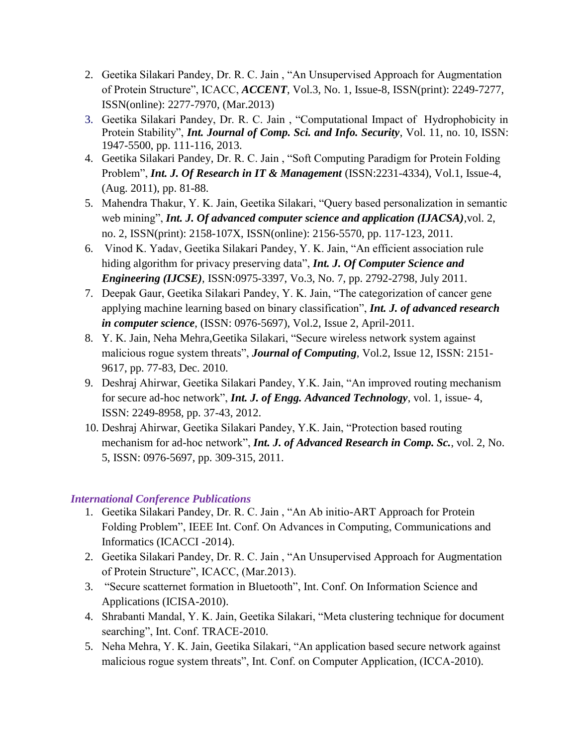2. Geetika Silakari Pandey, Dr. R. C. Jain , "An Unsupervised Approach for Augmentation of Protein Structure", ICACC, ***ACCENT***, Vol.3, No. 1, Issue-8, ISSN(print): 2249-7277, ISSN(online): 2277-7970, (Mar.2013)
3. Geetika Silakari Pandey, Dr. R. C. Jain , "Computational Impact of Hydrophobicity in Protein Stability", ***Int. Journal of Comp. Sci. and Info. Security***, Vol. 11, no. 10, ISSN: 1947-5500, pp. 111-116, 2013.
4. Geetika Silakari Pandey, Dr. R. C. Jain , "Soft Computing Paradigm for Protein Folding Problem", ***Int. J. Of Research in IT & Management*** (ISSN:2231-4334), Vol.1, Issue-4, (Aug. 2011), pp. 81-88.
5. Mahendra Thakur, Y. K. Jain, Geetika Silakari, "Query based personalization in semantic web mining", ***Int. J. Of advanced computer science and application (IJACSA)***,vol. 2, no. 2, ISSN(print): 2158-107X, ISSN(online): 2156-5570, pp. 117-123, 2011.
6. Vinod K. Yadav, Geetika Silakari Pandey, Y. K. Jain, "An efficient association rule hiding algorithm for privacy preserving data", ***Int. J. Of Computer Science and Engineering (IJCSE)***, ISSN:0975-3397, Vo.3, No. 7, pp. 2792-2798, July 2011.
7. Deepak Gaur, Geetika Silakari Pandey, Y. K. Jain, "The categorization of cancer gene applying machine learning based on binary classification", ***Int. J. of advanced research in computer science***, (ISSN: 0976-5697), Vol.2, Issue 2, April-2011.
8. Y. K. Jain, Neha Mehra,Geetika Silakari, "Secure wireless network system against malicious rogue system threats", ***Journal of Computing***, Vol.2, Issue 12, ISSN: 2151-9617, pp. 77-83, Dec. 2010.
9. Deshraj Ahirwar, Geetika Silakari Pandey, Y.K. Jain, "An improved routing mechanism for secure ad-hoc network", ***Int. J. of Engg. Advanced Technology***, vol. 1, issue- 4, ISSN: 2249-8958, pp. 37-43, 2012.
10. Deshraj Ahirwar, Geetika Silakari Pandey, Y.K. Jain, "Protection based routing mechanism for ad-hoc network", ***Int. J. of Advanced Research in Comp. Sc.***, vol. 2, No. 5, ISSN: 0976-5697, pp. 309-315, 2011.

### *International Conference Publications*

1. Geetika Silakari Pandey, Dr. R. C. Jain , "An Ab initio-ART Approach for Protein Folding Problem", IEEE Int. Conf. On Advances in Computing, Communications and Informatics (ICACCI -2014).
2. Geetika Silakari Pandey, Dr. R. C. Jain , "An Unsupervised Approach for Augmentation of Protein Structure", ICACC, (Mar.2013).
3. "Secure scatternet formation in Bluetooth", Int. Conf. On Information Science and Applications (ICISA-2010).
4. Shrabanti Mandal, Y. K. Jain, Geetika Silakari, "Meta clustering technique for document searching", Int. Conf. TRACE-2010.
5. Neha Mehra, Y. K. Jain, Geetika Silakari, "An application based secure network against malicious rogue system threats", Int. Conf. on Computer Application, (ICCA-2010).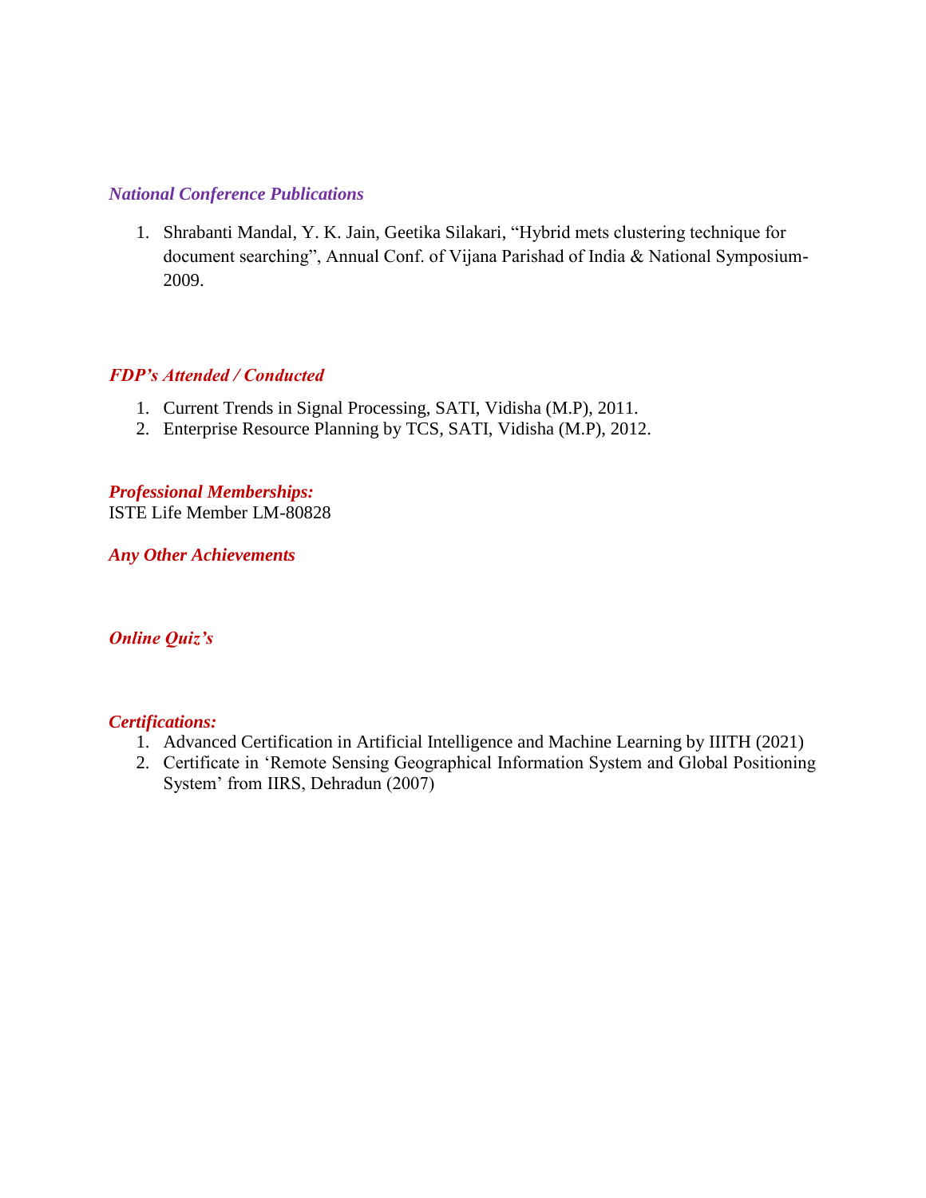### *National Conference Publications*

1. Shrabanti Mandal, Y. K. Jain, Geetika Silakari, "Hybrid mets clustering technique for document searching", Annual Conf. of Vijana Parishad of India & National Symposium-2009.

### *FDP's Attended / Conducted*

1. Current Trends in Signal Processing, SATI, Vidisha (M.P), 2011.
2. Enterprise Resource Planning by TCS, SATI, Vidisha (M.P), 2012.

### *Professional Memberships:*

ISTE Life Member LM-80828

### *Any Other Achievements*

### *Online Quiz's*

### *Certifications:*

1. Advanced Certification in Artificial Intelligence and Machine Learning by IIITH (2021)
2. Certificate in 'Remote Sensing Geographical Information System and Global Positioning System' from IIRS, Dehradun (2007)